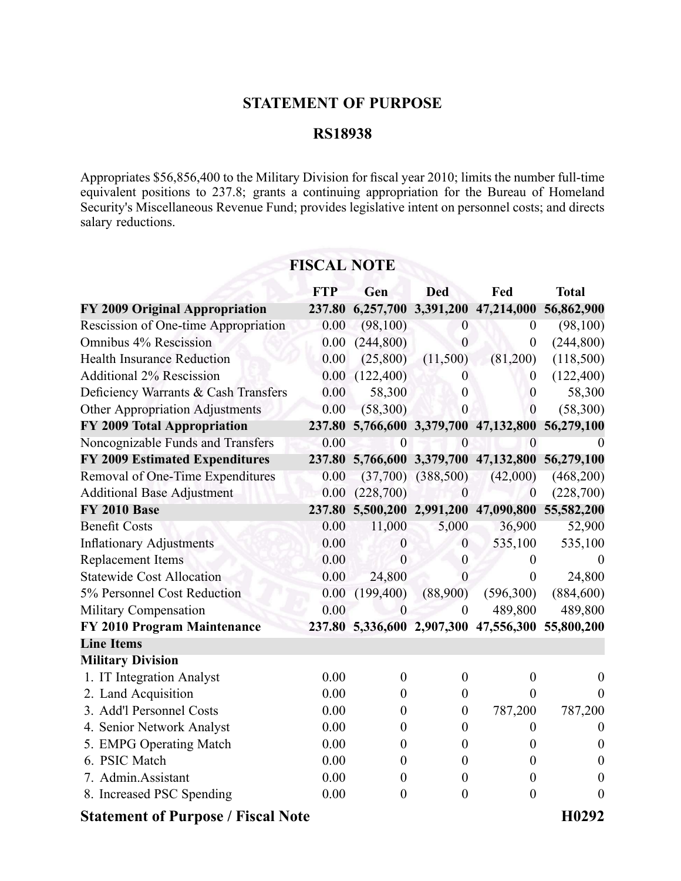## STATEMENT OF PURPOSE

## RS18938

Appropriates $56,856,400 to the Military Division for fiscal year 2010; limits the number full-time equivalent positions to 237.8; grants a continuing appropriation for the Bureau of Homeland Security's Miscellaneous Revenue Fund; provides legislative intent on personnel costs; and directs salary reductions.

## FISCAL NOTE

| | FTP | Gen | Ded | Fed | Total |
|---|---|---|---|---|---|
| **FY 2009 Original Appropriation** | **237.80** | **6,257,700** | **3,391,200** | **47,214,000** | **56,862,900** |
| Rescission of One-time Appropriation | 0.00 | (98,100) | 0 | 0 | (98,100) |
| Omnibus 4% Rescission | 0.00 | (244,800) | 0 | 0 | (244,800) |
| Health Insurance Reduction | 0.00 | (25,800) | (11,500) | (81,200) | (118,500) |
| Additional 2% Rescission | 0.00 | (122,400) | 0 | 0 | (122,400) |
| Deficiency Warrants & Cash Transfers | 0.00 | 58,300 | 0 | 0 | 58,300 |
| Other Appropriation Adjustments | 0.00 | (58,300) | 0 | 0 | (58,300) |
| **FY 2009 Total Appropriation** | **237.80** | **5,766,600** | **3,379,700** | **47,132,800** | **56,279,100** |
| Noncognizable Funds and Transfers | 0.00 | 0 | 0 | 0 | 0 |
| **FY 2009 Estimated Expenditures** | **237.80** | **5,766,600** | **3,379,700** | **47,132,800** | **56,279,100** |
| Removal of One-Time Expenditures | 0.00 | (37,700) | (388,500) | (42,000) | (468,200) |
| Additional Base Adjustment | 0.00 | (228,700) | 0 | 0 | (228,700) |
| **FY 2010 Base** | **237.80** | **5,500,200** | **2,991,200** | **47,090,800** | **55,582,200** |
| Benefit Costs | 0.00 | 11,000 | 5,000 | 36,900 | 52,900 |
| Inflationary Adjustments | 0.00 | 0 | 0 | 535,100 | 535,100 |
| Replacement Items | 0.00 | 0 | 0 | 0 | 0 |
| Statewide Cost Allocation | 0.00 | 24,800 | 0 | 0 | 24,800 |
| 5% Personnel Cost Reduction | 0.00 | (199,400) | (88,900) | (596,300) | (884,600) |
| Military Compensation | 0.00 | 0 | 0 | 489,800 | 489,800 |
| **FY 2010 Program Maintenance** | **237.80** | **5,336,600** | **2,907,300** | **47,556,300** | **55,800,200** |
| **Line Items** | | | | | |
| **Military Division** | | | | | |
| 1. IT Integration Analyst | 0.00 | 0 | 0 | 0 | 0 |
| 2. Land Acquisition | 0.00 | 0 | 0 | 0 | 0 |
| 3. Add'l Personnel Costs | 0.00 | 0 | 0 | 787,200 | 787,200 |
| 4. Senior Network Analyst | 0.00 | 0 | 0 | 0 | 0 |
| 5. EMPG Operating Match | 0.00 | 0 | 0 | 0 | 0 |
| 6. PSIC Match | 0.00 | 0 | 0 | 0 | 0 |
| 7. Admin.Assistant | 0.00 | 0 | 0 | 0 | 0 |
| 8. Increased PSC Spending | 0.00 | 0 | 0 | 0 | 0 |

**Statement of Purpose / Fiscal Note** **H0292**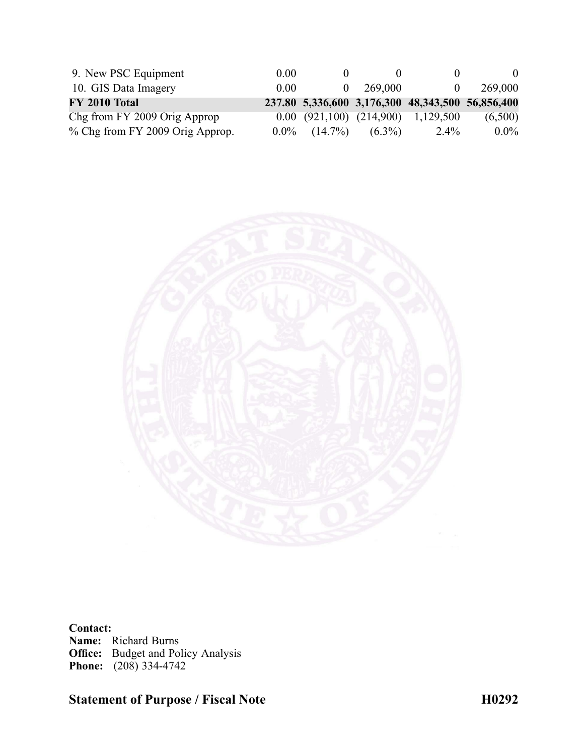| | | | | | |
|---|---|---|---|---|---|
| 9. New PSC Equipment | 0.00 | 0 | 0 | 0 | 0 |
| 10. GIS Data Imagery | 0.00 | 0 | 269,000 | 0 | 269,000 |
| **FY 2010 Total** | **237.80** | **5,336,600** | **3,176,300** | **48,343,500** | **56,856,400** |
| Chg from FY 2009 Orig Approp | 0.00 | (921,100) | (214,900) | 1,129,500 | (6,500) |
| % Chg from FY 2009 Orig Approp. | 0.0% | (14.7%) | (6.3%) | 2.4% | 0.0% |

**Contact:**
**Name:** Richard Burns
**Office:** Budget and Policy Analysis
**Phone:** (208) 334-4742

**Statement of Purpose / Fiscal Note** **H0292**